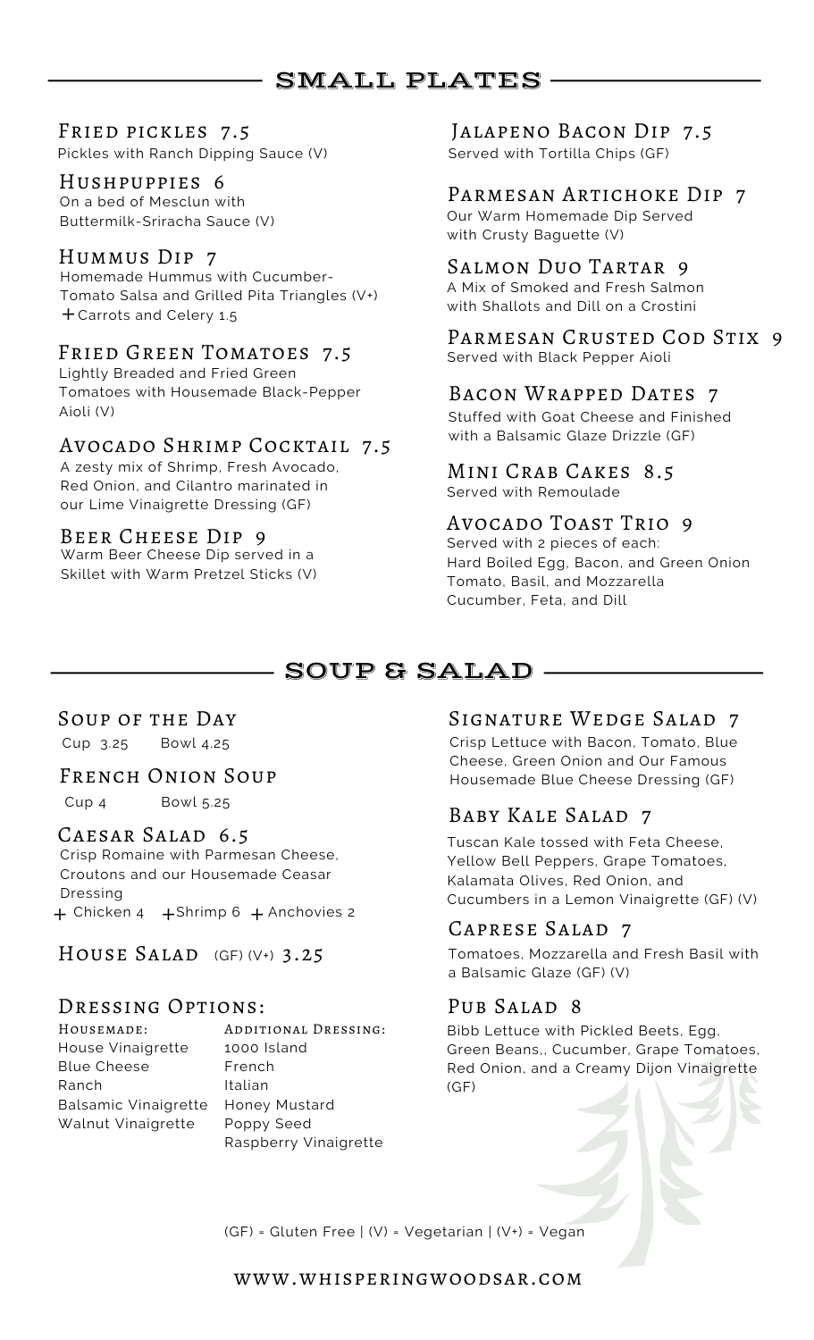## SMALL PLATES

### Fried pickles 7.5
Pickles with Ranch Dipping Sauce (V)

### Hushpuppies 6
On a bed of Mesclun with Buttermilk-Sriracha Sauce (V)

### Hummus Dip 7
Homemade Hummus with Cucumber-Tomato Salsa and Grilled Pita Triangles (V+)
+Carrots and Celery 1.5

### Fried Green Tomatoes 7.5
Lightly Breaded and Fried Green Tomatoes with Housemade Black-Pepper Aioli (V)

### Avocado Shrimp Cocktail 7.5
A zesty mix of Shrimp, Fresh Avocado, Red Onion, and Cilantro marinated in our Lime Vinaigrette Dressing (GF)

### Beer Cheese Dip 9
Warm Beer Cheese Dip served in a Skillet with Warm Pretzel Sticks (V)

### Jalapeno Bacon Dip 7.5
Served with Tortilla Chips (GF)

### Parmesan Artichoke Dip 7
Our Warm Homemade Dip Served with Crusty Baguette (V)

### Salmon Duo Tartar 9
A Mix of Smoked and Fresh Salmon with Shallots and Dill on a Crostini

### Parmesan Crusted Cod Stix 9
Served with Black Pepper Aioli

### Bacon Wrapped Dates 7
Stuffed with Goat Cheese and Finished with a Balsamic Glaze Drizzle (GF)

### Mini Crab Cakes 8.5
Served with Remoulade

### Avocado Toast Trio 9
Served with 2 pieces of each:
Hard Boiled Egg, Bacon, and Green Onion
Tomato, Basil, and Mozzarella
Cucumber, Feta, and Dill

## SOUP & SALAD

### Soup of the Day
Cup 3.25 Bowl 4.25

### French Onion Soup
Cup 4 Bowl 5.25

### Caesar Salad 6.5
Crisp Romaine with Parmesan Cheese, Croutons and our Housemade Ceasar Dressing
+ Chicken 4 +Shrimp 6 + Anchovies 2

### House Salad (GF) (V+) 3.25

### Dressing Options:

| Housemade: | Additional Dressing: |
| --- | --- |
| House Vinaigrette | 1000 Island |
| Blue Cheese | French |
| Ranch | Italian |
| Balsamic Vinaigrette | Honey Mustard |
| Walnut Vinaigrette | Poppy Seed |
| | Raspberry Vinaigrette |

### Signature Wedge Salad 7
Crisp Lettuce with Bacon, Tomato, Blue Cheese, Green Onion and Our Famous Housemade Blue Cheese Dressing (GF)

### Baby Kale Salad 7
Tuscan Kale tossed with Feta Cheese, Yellow Bell Peppers, Grape Tomatoes, Kalamata Olives, Red Onion, and Cucumbers in a Lemon Vinaigrette (GF) (V)

### Caprese Salad 7
Tomatoes, Mozzarella and Fresh Basil with a Balsamic Glaze (GF) (V)

### Pub Salad 8
Bibb Lettuce with Pickled Beets, Egg, Green Beans,, Cucumber, Grape Tomatoes, Red Onion, and a Creamy Dijon Vinaigrette (GF)

(GF) = Gluten Free | (V) = Vegetarian | (V+) = Vegan

www.whisperingwoodsar.com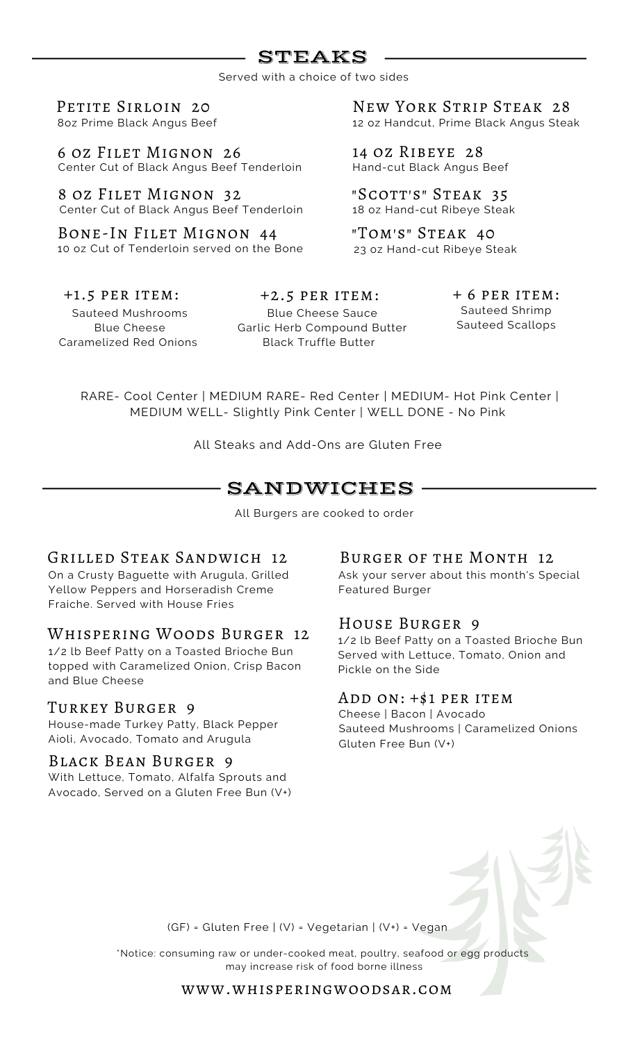## STEAKS

Served with a choice of two sides

### Petite Sirloin 20
8oz Prime Black Angus Beef

### 6 oz Filet Mignon 26
Center Cut of Black Angus Beef Tenderloin

### 8 oz Filet Mignon 32
Center Cut of Black Angus Beef Tenderloin

### Bone-In Filet Mignon 44
10 oz Cut of Tenderloin served on the Bone

### New York Strip Steak 28
12 oz Handcut, Prime Black Angus Steak

### 14 oz Ribeye 28
Hand-cut Black Angus Beef

### "Scott's" Steak 35
18 oz Hand-cut Ribeye Steak

### "Tom's" Steak 40
23 oz Hand-cut Ribeye Steak

### +1.5 per item:
Sauteed Mushrooms
Blue Cheese
Caramelized Red Onions

### +2.5 per item:
Blue Cheese Sauce
Garlic Herb Compound Butter
Black Truffle Butter

### + 6 per item:
Sauteed Shrimp
Sauteed Scallops

RARE- Cool Center | MEDIUM RARE- Red Center | MEDIUM- Hot Pink Center | MEDIUM WELL- Slightly Pink Center | WELL DONE - No Pink

All Steaks and Add-Ons are Gluten Free

## SANDWICHES

All Burgers are cooked to order

### Grilled Steak Sandwich 12
On a Crusty Baguette with Arugula, Grilled Yellow Peppers and Horseradish Creme Fraiche. Served with House Fries

### Whispering Woods Burger 12
1/2 lb Beef Patty on a Toasted Brioche Bun topped with Caramelized Onion, Crisp Bacon and Blue Cheese

### Turkey Burger 9
House-made Turkey Patty, Black Pepper Aioli, Avocado, Tomato and Arugula

### Black Bean Burger 9
With Lettuce, Tomato, Alfalfa Sprouts and Avocado, Served on a Gluten Free Bun (V+)

### Burger of the Month 12
Ask your server about this month's Special Featured Burger

### House Burger 9
1/2 lb Beef Patty on a Toasted Brioche Bun Served with Lettuce, Tomato, Onion and Pickle on the Side

### Add on: +$1 per item
Cheese | Bacon | Avocado
Sauteed Mushrooms | Caramelized Onions
Gluten Free Bun (V+)

(GF) = Gluten Free | (V) = Vegetarian | (V+) = Vegan

*Notice: consuming raw or under-cooked meat, poultry, seafood or egg products may increase risk of food borne illness

WWW.WHISPERINGWOODSAR.COM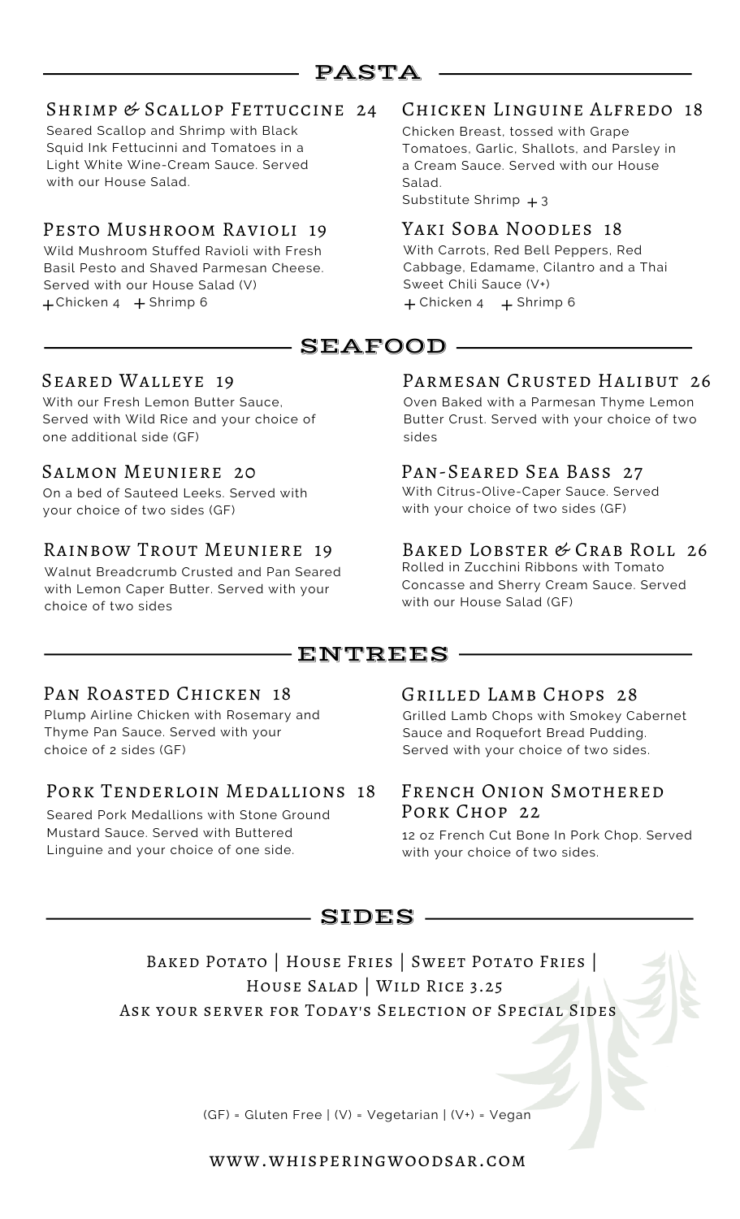## PASTA

### Shrimp & Scallop Fettuccine 24

Seared Scallop and Shrimp with Black Squid Ink Fettucinni and Tomatoes in a Light White Wine-Cream Sauce. Served with our House Salad.

### Pesto Mushroom Ravioli 19

Wild Mushroom Stuffed Ravioli with Fresh Basil Pesto and Shaved Parmesan Cheese. Served with our House Salad (V)
+Chicken 4 +Shrimp 6

### Chicken Linguine Alfredo 18

Chicken Breast, tossed with Grape Tomatoes, Garlic, Shallots, and Parsley in a Cream Sauce. Served with our House Salad.
Substitute Shrimp +3

### Yaki Soba Noodles 18

With Carrots, Red Bell Peppers, Red Cabbage, Edamame, Cilantro and a Thai Sweet Chili Sauce (V+)
+Chicken 4 +Shrimp 6

## SEAFOOD

### Seared Walleye 19

With our Fresh Lemon Butter Sauce, Served with Wild Rice and your choice of one additional side (GF)

### Salmon Meuniere 20

On a bed of Sauteed Leeks. Served with your choice of two sides (GF)

### Rainbow Trout Meuniere 19

Walnut Breadcrumb Crusted and Pan Seared with Lemon Caper Butter. Served with your choice of two sides

### Parmesan Crusted Halibut 26

Oven Baked with a Parmesan Thyme Lemon Butter Crust. Served with your choice of two sides

### Pan-Seared Sea Bass 27

With Citrus-Olive-Caper Sauce. Served with your choice of two sides (GF)

### Baked Lobster & Crab Roll 26

Rolled in Zucchini Ribbons with Tomato Concasse and Sherry Cream Sauce. Served with our House Salad (GF)

## ENTREES

### Pan Roasted Chicken 18

Plump Airline Chicken with Rosemary and Thyme Pan Sauce. Served with your choice of 2 sides (GF)

### Pork Tenderloin Medallions 18

Seared Pork Medallions with Stone Ground Mustard Sauce. Served with Buttered Linguine and your choice of one side.

### Grilled Lamb Chops 28

Grilled Lamb Chops with Smokey Cabernet Sauce and Roquefort Bread Pudding. Served with your choice of two sides.

### French Onion Smothered Pork Chop 22

12 oz French Cut Bone In Pork Chop. Served with your choice of two sides.

## SIDES

Baked Potato | House Fries | Sweet Potato Fries | House Salad | Wild Rice 3.25

Ask your server for Today's Selection of Special Sides

(GF) = Gluten Free | (V) = Vegetarian | (V+) = Vegan

www.whisperingwoodsar.com